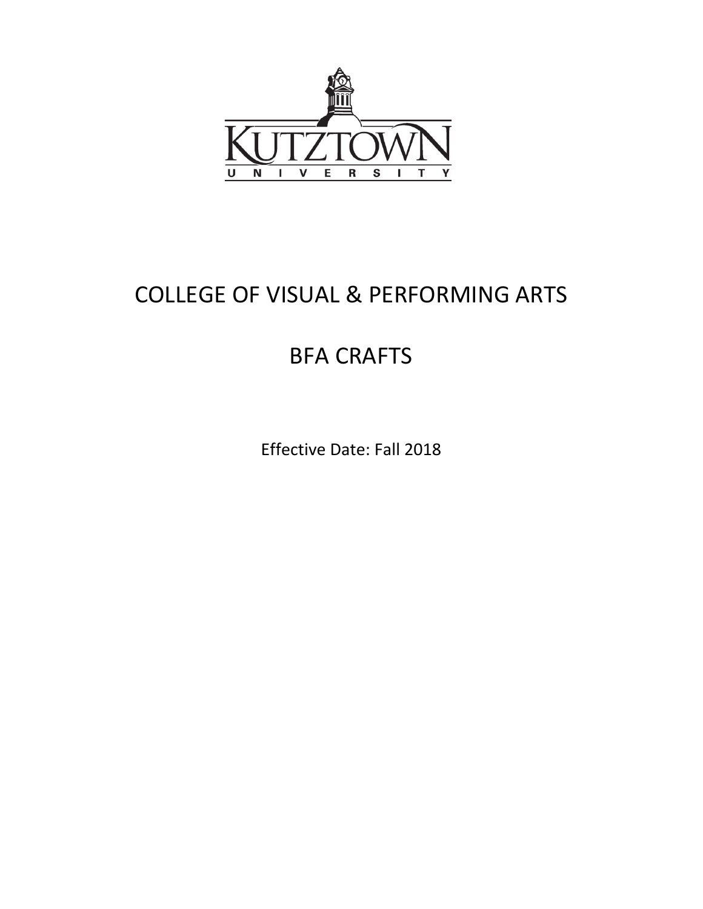# COLLEGE OF VISUAL & PERFORMING ARTS

# BFA CRAFTS

Effective Date: Fall 2018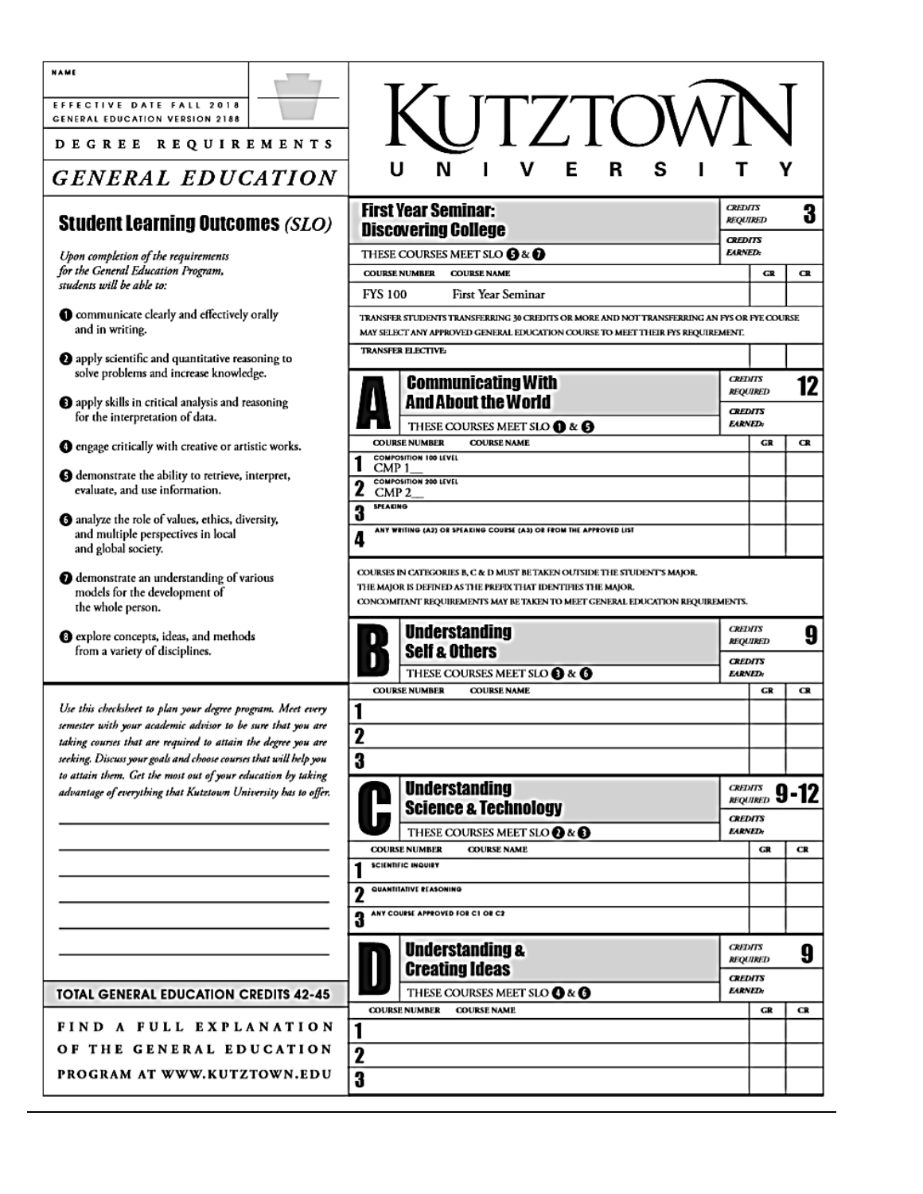NAME

EFFECTIVE DATE FALL 2018
GENERAL EDUCATION VERSION 2188

DEGREE REQUIREMENTS

# GENERAL EDUCATION

# KUTZTOWN UNIVERSITY

## Student Learning Outcomes *(SLO)*

*Upon completion of the requirements for the General Education Program, students will be able to:*

1. communicate clearly and effectively orally and in writing.
2. apply scientific and quantitative reasoning to solve problems and increase knowledge.
3. apply skills in critical analysis and reasoning for the interpretation of data.
4. engage critically with creative or artistic works.
5. demonstrate the ability to retrieve, interpret, evaluate, and use information.
6. analyze the role of values, ethics, diversity, and multiple perspectives in local and global society.
7. demonstrate an understanding of various models for the development of the whole person.
8. explore concepts, ideas, and methods from a variety of disciplines.

*Use this checksheet to plan your degree program. Meet every semester with your academic advisor to be sure that you are taking courses that are required to attain the degree you are seeking. Discuss your goals and choose courses that will help you to attain them. Get the most out of your education by taking advantage of everything that Kutztown University has to offer.*

______________________________

______________________________

______________________________

______________________________

______________________________

______________________________

**TOTAL GENERAL EDUCATION CREDITS 42-45**

FIND A FULL EXPLANATION OF THE GENERAL EDUCATION PROGRAM AT WWW.KUTZTOWN.EDU

## First Year Seminar: Discovering College

CREDITS REQUIRED: 3
CREDITS EARNED:

THESE COURSES MEET SLO 5 & 7

| COURSE NUMBER | COURSE NAME | GR | CR |
|---|---|---|---|
| FYS 100 | First Year Seminar | | |

TRANSFER STUDENTS TRANSFERRING 30 CREDITS OR MORE AND NOT TRANSFERRING AN FYS OR FYE COURSE MAY SELECT ANY APPROVED GENERAL EDUCATION COURSE TO MEET THEIR FYS REQUIREMENT.

| TRANSFER ELECTIVE: | GR | CR |
|---|---|---|
| | | |

## A — Communicating With And About the World

CREDITS REQUIRED: 12
CREDITS EARNED:

THESE COURSES MEET SLO 1 & 5

| | COURSE NUMBER / COURSE NAME | GR | CR |
|---|---|---|---|
| 1 | COMPOSITION 100 LEVEL: CMP 1__ | | |
| 2 | COMPOSITION 200 LEVEL: CMP 2__ | | |
| 3 | SPEAKING | | |
| 4 | ANY WRITING (A2) OR SPEAKING COURSE (A3) OR FROM THE APPROVED LIST | | |

COURSES IN CATEGORIES B, C & D MUST BE TAKEN OUTSIDE THE STUDENT'S MAJOR.
THE MAJOR IS DEFINED AS THE PREFIX THAT IDENTIFIES THE MAJOR.
CONCOMITANT REQUIREMENTS MAY BE TAKEN TO MEET GENERAL EDUCATION REQUIREMENTS.

## B — Understanding Self & Others

CREDITS REQUIRED: 9
CREDITS EARNED:

THESE COURSES MEET SLO 3 & 6

| | COURSE NUMBER / COURSE NAME | GR | CR |
|---|---|---|---|
| 1 | | | |
| 2 | | | |
| 3 | | | |

## C — Understanding Science & Technology

CREDITS REQUIRED: 9-12
CREDITS EARNED:

THESE COURSES MEET SLO 2 & 3

| | COURSE NUMBER / COURSE NAME | GR | CR |
|---|---|---|---|
| 1 | SCIENTIFIC INQUIRY | | |
| 2 | QUANTITATIVE REASONING | | |
| 3 | ANY COURSE APPROVED FOR C1 OR C2 | | |

## D — Understanding & Creating Ideas

CREDITS REQUIRED: 9
CREDITS EARNED:

THESE COURSES MEET SLO 4 & 6

| | COURSE NUMBER / COURSE NAME | GR | CR |
|---|---|---|---|
| 1 | | | |
| 2 | | | |
| 3 | | | |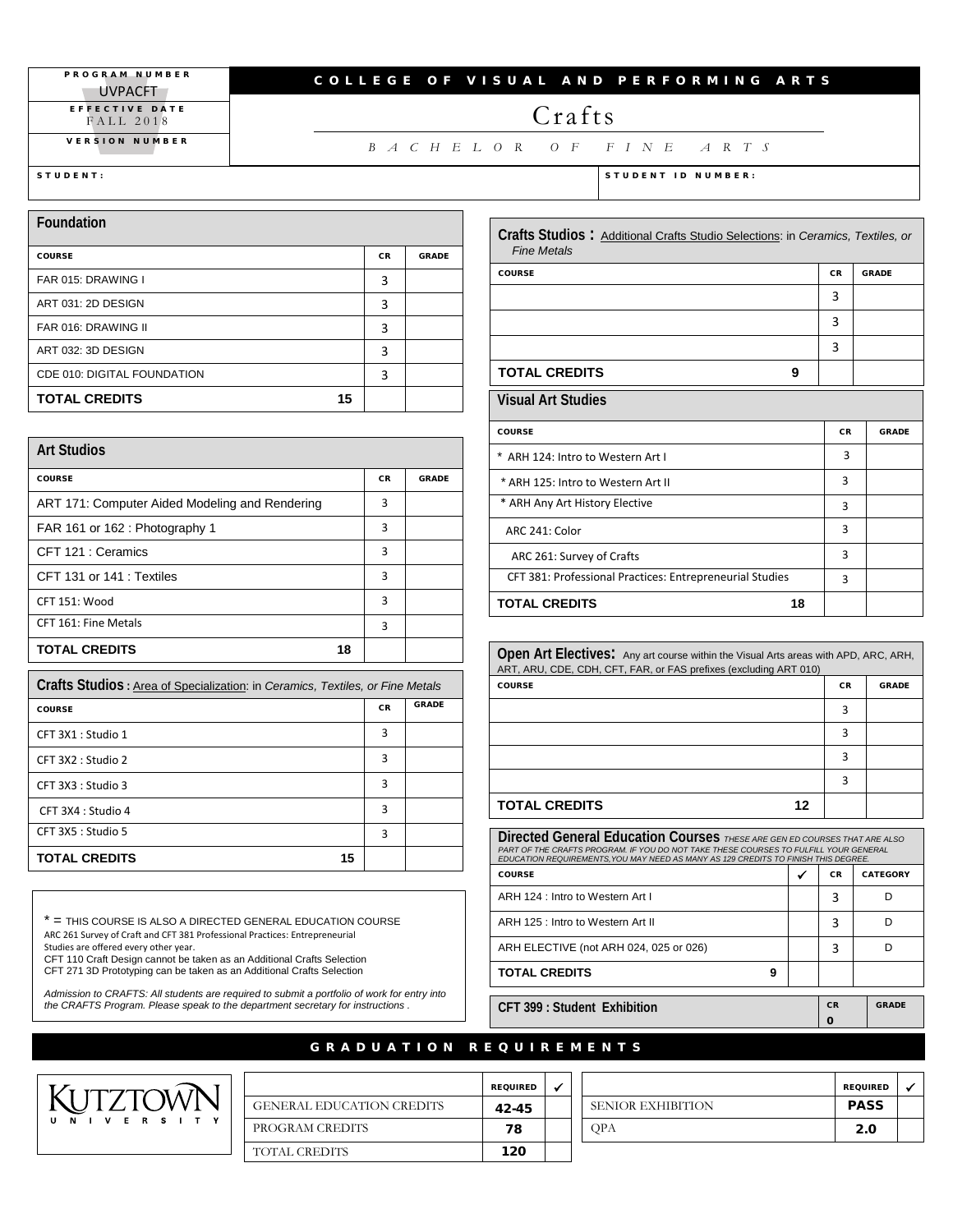| PROGRAM NUMBER | COLLEGE OF VISUAL AND PERFORMING ARTS |
|---|---|
| UVPACFT | |
| EFFECTIVE DATE | |
| FALL 2018 | |
| VERSION NUMBER | |

# Crafts

*BACHELOR OF FINE ARTS*

**STUDENT:** **STUDENT ID NUMBER:**

## Foundation

| COURSE | CR | GRADE |
|---|---|---|
| FAR 015: DRAWING I | 3 | |
| ART 031: 2D DESIGN | 3 | |
| FAR 016: DRAWING II | 3 | |
| ART 032: 3D DESIGN | 3 | |
| CDE 010: DIGITAL FOUNDATION | 3 | |
| **TOTAL CREDITS** 15 | | |

## Art Studios

| COURSE | CR | GRADE |
|---|---|---|
| ART 171: Computer Aided Modeling and Rendering | 3 | |
| FAR 161 or 162 : Photography 1 | 3 | |
| CFT 121 : Ceramics | 3 | |
| CFT 131 or 141 : Textiles | 3 | |
| CFT 151: Wood | 3 | |
| CFT 161: Fine Metals | 3 | |
| **TOTAL CREDITS** 18 | | |

## Crafts Studios : Area of Specialization: in *Ceramics, Textiles, or Fine Metals*

| COURSE | CR | GRADE |
|---|---|---|
| CFT 3X1 : Studio 1 | 3 | |
| CFT 3X2 : Studio 2 | 3 | |
| CFT 3X3 : Studio 3 | 3 | |
| CFT 3X4 : Studio 4 | 3 | |
| CFT 3X5 : Studio 5 | 3 | |
| **TOTAL CREDITS** 15 | | |

* = THIS COURSE IS ALSO A DIRECTED GENERAL EDUCATION COURSE
ARC 261 Survey of Craft and CFT 381 Professional Practices: Entrepreneurial Studies are offered every other year.
CFT 110 Craft Design cannot be taken as an Additional Crafts Selection
CFT 271 3D Prototyping can be taken as an Additional Crafts Selection

*Admission to CRAFTS: All students are required to submit a portfolio of work for entry into the CRAFTS Program. Please speak to the department secretary for instructions .*

## Crafts Studios : Additional Crafts Studio Selections: in *Ceramics, Textiles, or Fine Metals*

| COURSE | CR | GRADE |
|---|---|---|
| | 3 | |
| | 3 | |
| | 3 | |
| **TOTAL CREDITS** 9 | | |

## Visual Art Studies

| COURSE | CR | GRADE |
|---|---|---|
| * ARH 124: Intro to Western Art I | 3 | |
| * ARH 125: Intro to Western Art II | 3 | |
| * ARH Any Art History Elective | 3 | |
| ARC 241: Color | 3 | |
| ARC 261: Survey of Crafts | 3 | |
| CFT 381: Professional Practices: Entrepreneurial Studies | 3 | |
| **TOTAL CREDITS** 18 | | |

## Open Art Electives: Any art course within the Visual Arts areas with APD, ARC, ARH, ART, ARU, CDE, CDH, CFT, FAR, or FAS prefixes (excluding ART 010)

| COURSE | CR | GRADE |
|---|---|---|
| | 3 | |
| | 3 | |
| | 3 | |
| | 3 | |
| **TOTAL CREDITS** 12 | | |

## Directed General Education Courses *THESE ARE GEN ED COURSES THAT ARE ALSO PART OF THE CRAFTS PROGRAM. IF YOU DO NOT TAKE THESE COURSES TO FULFILL YOUR GENERAL EDUCATION REQUIREMENTS,YOU MAY NEED AS MANY AS 129 CREDITS TO FINISH THIS DEGREE.*

| COURSE | ✓ | CR | CATEGORY |
|---|---|---|---|
| ARH 124 : Intro to Western Art I | | 3 | D |
| ARH 125 : Intro to Western Art II | | 3 | D |
| ARH ELECTIVE (not ARH 024, 025 or 026) | | 3 | D |
| **TOTAL CREDITS** 9 | | | |

| CFT 399 : Student Exhibition | CR | GRADE |
|---|---|---|
| | 0 | |

## GRADUATION REQUIREMENTS

KUTZTOWN UNIVERSITY

| | REQUIRED | ✓ |
|---|---|---|
| GENERAL EDUCATION CREDITS | 42-45 | |
| PROGRAM CREDITS | 78 | |
| TOTAL CREDITS | 120 | |

| | REQUIRED | ✓ |
|---|---|---|
| SENIOR EXHIBITION | PASS | |
| QPA | 2.0 | |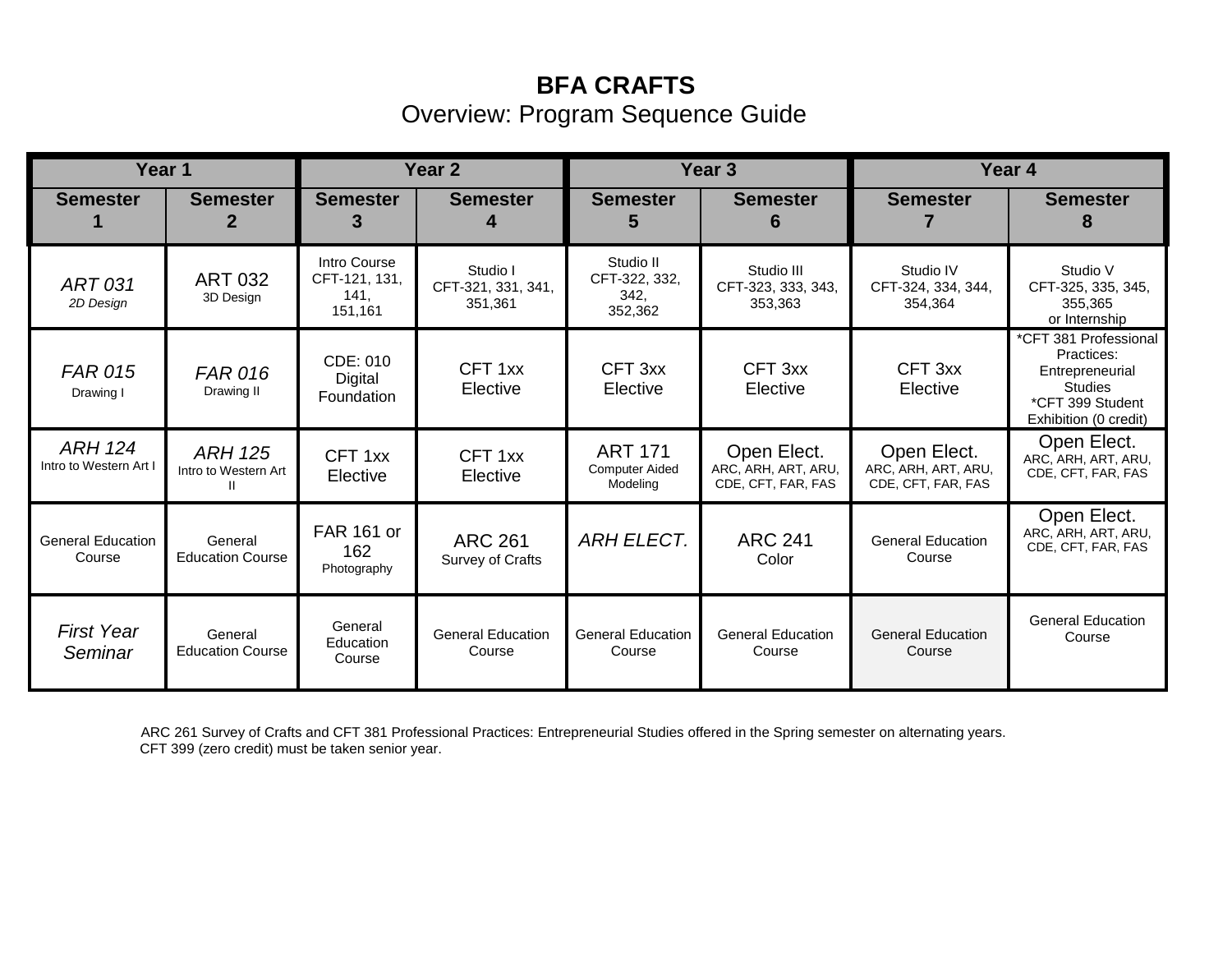# BFA CRAFTS

Overview: Program Sequence Guide

| Year 1 | | Year 2 | | Year 3 | | Year 4 | |
|---|---|---|---|---|---|---|---|
| **Semester 1** | **Semester 2** | **Semester 3** | **Semester 4** | **Semester 5** | **Semester 6** | **Semester 7** | **Semester 8** |
| *ART 031* *2D Design* | ART 032 3D Design | Intro Course CFT-121, 131, 141, 151,161 | Studio I CFT-321, 331, 341, 351,361 | Studio II CFT-322, 332, 342, 352,362 | Studio III CFT-323, 333, 343, 353,363 | Studio IV CFT-324, 334, 344, 354,364 | Studio V CFT-325, 335, 345, 355,365 or Internship |
| *FAR 015* Drawing I | *FAR 016* Drawing II | CDE: 010 Digital Foundation | CFT 1xx Elective | CFT 3xx Elective | CFT 3xx Elective | CFT 3xx Elective | *CFT 381 Professional Practices: Entrepreneurial Studies *CFT 399 Student Exhibition (0 credit) |
| *ARH 124* Intro to Western Art I | *ARH 125* Intro to Western Art II | CFT 1xx Elective | CFT 1xx Elective | ART 171 Computer Aided Modeling | Open Elect. ARC, ARH, ART, ARU, CDE, CFT, FAR, FAS | Open Elect. ARC, ARH, ART, ARU, CDE, CFT, FAR, FAS | Open Elect. ARC, ARH, ART, ARU, CDE, CFT, FAR, FAS |
| General Education Course | General Education Course | FAR 161 or 162 Photography | ARC 261 Survey of Crafts | *ARH ELECT.* | ARC 241 Color | General Education Course | Open Elect. ARC, ARH, ART, ARU, CDE, CFT, FAR, FAS |
| *First Year Seminar* | General Education Course | General Education Course | General Education Course | General Education Course | General Education Course | General Education Course | General Education Course |

ARC 261 Survey of Crafts and CFT 381 Professional Practices: Entrepreneurial Studies offered in the Spring semester on alternating years.
CFT 399 (zero credit) must be taken senior year.